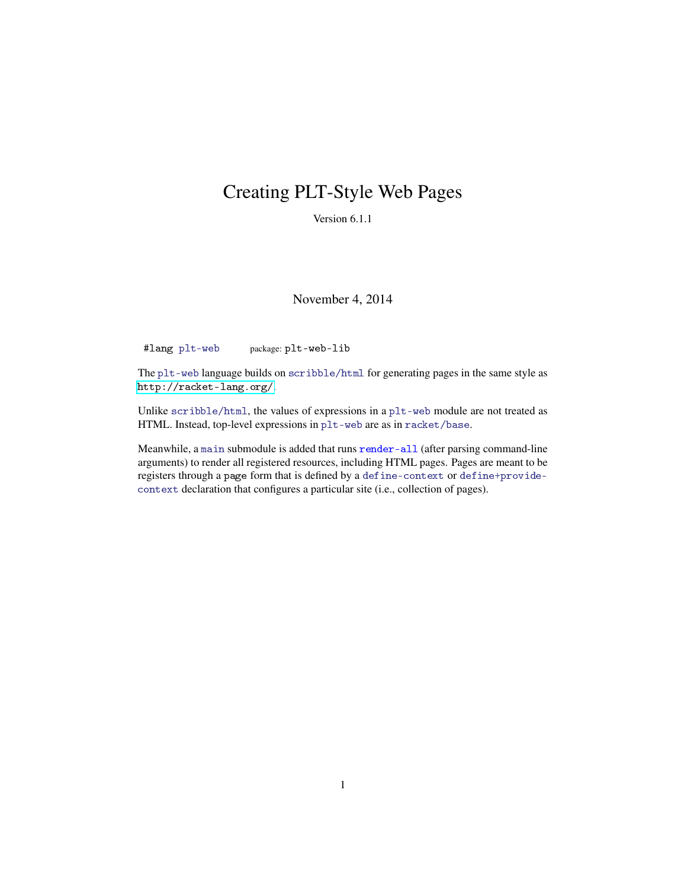# Creating PLT-Style Web Pages

Version 6.1.1

November 4, 2014

```
#lang plt-web        package: plt-web-lib
```

The `plt-web` language builds on `scribble/html` for generating pages in the same style as http://racket-lang.org/.

Unlike `scribble/html`, the values of expressions in a `plt-web` module are not treated as HTML. Instead, top-level expressions in `plt-web` are as in `racket/base`.

Meanwhile, a `main` submodule is added that runs `render-all` (after parsing command-line arguments) to render all registered resources, including HTML pages. Pages are meant to be registers through a `page` form that is defined by a `define-context` or `define+provide-context` declaration that configures a particular site (i.e., collection of pages).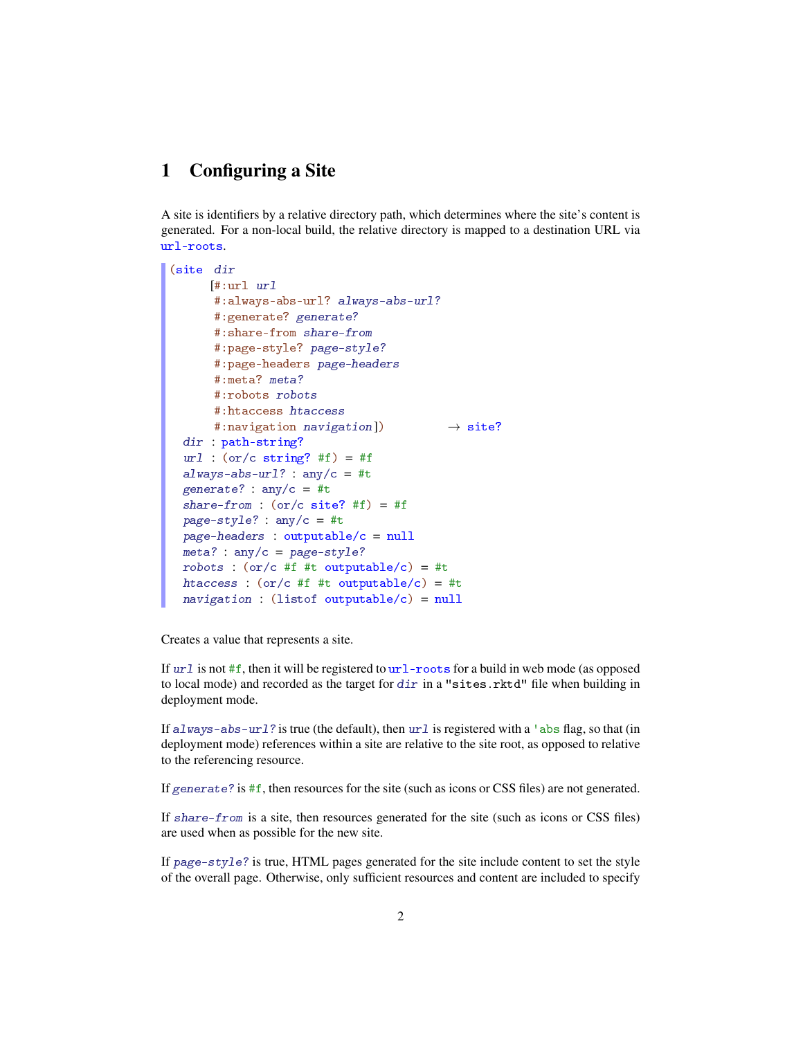# 1 Configuring a Site

A site is identifiers by a relative directory path, which determines where the site's content is generated. For a non-local build, the relative directory is mapped to a destination URL via `url-roots`.

```
(site dir
      [#:url url
       #:always-abs-url? always-abs-url?
       #:generate? generate?
       #:share-from share-from
       #:page-style? page-style?
       #:page-headers page-headers
       #:meta? meta?
       #:robots robots
       #:htaccess htaccess
       #:navigation navigation])          → site?
  dir : path-string?
  url : (or/c string? #f) = #f
  always-abs-url? : any/c = #t
  generate? : any/c = #t
  share-from : (or/c site? #f) = #f
  page-style? : any/c = #t
  page-headers : outputable/c = null
  meta? : any/c = page-style?
  robots : (or/c #f #t outputable/c) = #t
  htaccess : (or/c #f #t outputable/c) = #t
  navigation : (listof outputable/c) = null
```

Creates a value that represents a site.

If *url* is not `#f`, then it will be registered to `url-roots` for a build in web mode (as opposed to local mode) and recorded as the target for *dir* in a `"sites.rktd"` file when building in deployment mode.

If *always-abs-url?* is true (the default), then *url* is registered with a `'abs` flag, so that (in deployment mode) references within a site are relative to the site root, as opposed to relative to the referencing resource.

If *generate?* is `#f`, then resources for the site (such as icons or CSS files) are not generated.

If *share-from* is a site, then resources generated for the site (such as icons or CSS files) are used when as possible for the new site.

If *page-style?* is true, HTML pages generated for the site include content to set the style of the overall page. Otherwise, only sufficient resources and content are included to specify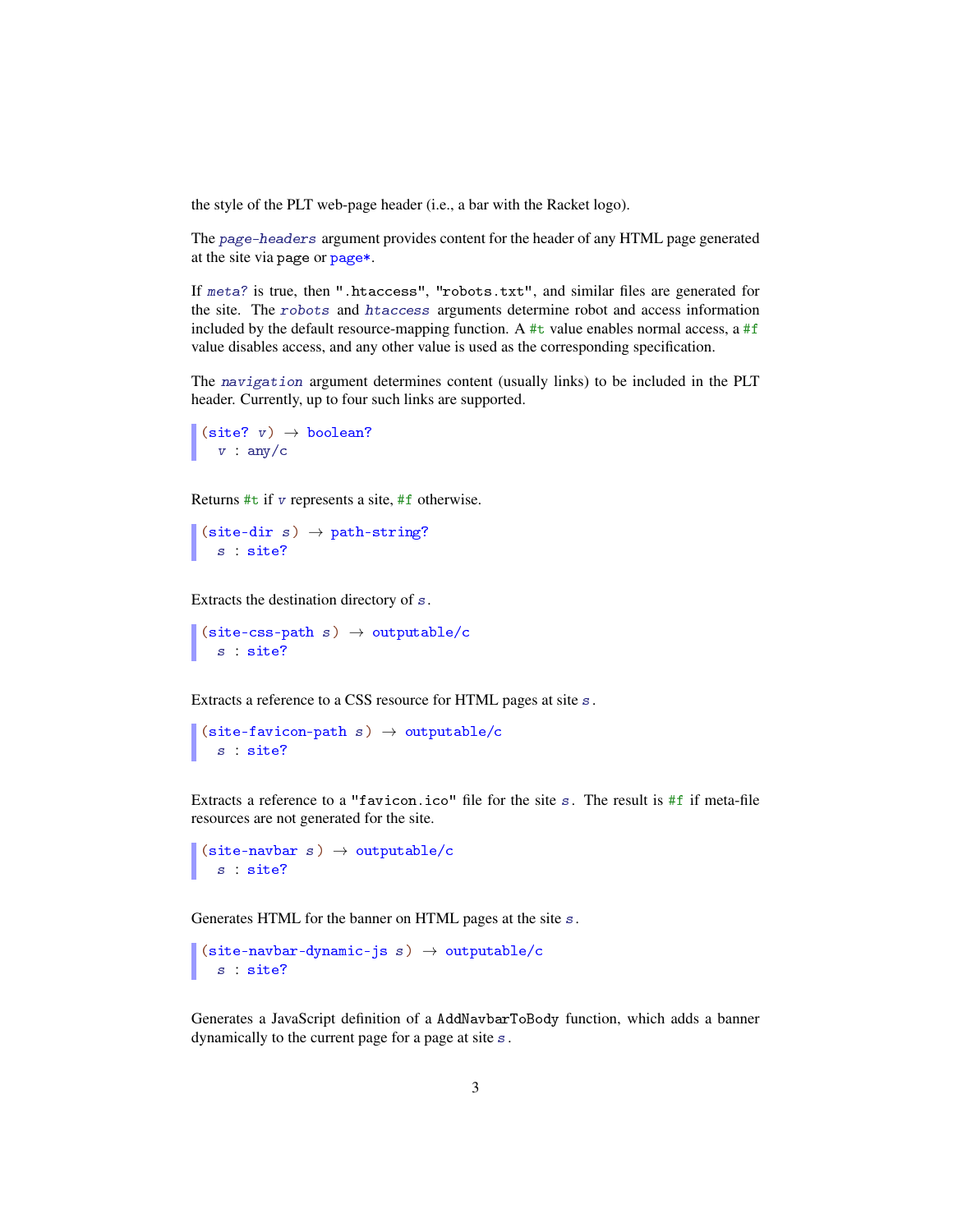the style of the PLT web-page header (i.e., a bar with the Racket logo).

The *page-headers* argument provides content for the header of any HTML page generated at the site via `page` or `page*`.

If *meta?* is true, then `".htaccess"`, `"robots.txt"`, and similar files are generated for the site. The *robots* and *htaccess* arguments determine robot and access information included by the default resource-mapping function. A `#t` value enables normal access, a `#f` value disables access, and any other value is used as the corresponding specification.

The *navigation* argument determines content (usually links) to be included in the PLT header. Currently, up to four such links are supported.

```
(site? v) → boolean?
  v : any/c
```

Returns `#t` if *v* represents a site, `#f` otherwise.

```
(site-dir s) → path-string?
  s : site?
```

Extracts the destination directory of *s*.

```
(site-css-path s) → outputable/c
  s : site?
```

Extracts a reference to a CSS resource for HTML pages at site *s*.

```
(site-favicon-path s) → outputable/c
  s : site?
```

Extracts a reference to a `"favicon.ico"` file for the site *s*. The result is `#f` if meta-file resources are not generated for the site.

```
(site-navbar s) → outputable/c
  s : site?
```

Generates HTML for the banner on HTML pages at the site *s*.

```
(site-navbar-dynamic-js s) → outputable/c
  s : site?
```

Generates a JavaScript definition of a `AddNavbarToBody` function, which adds a banner dynamically to the current page for a page at site *s*.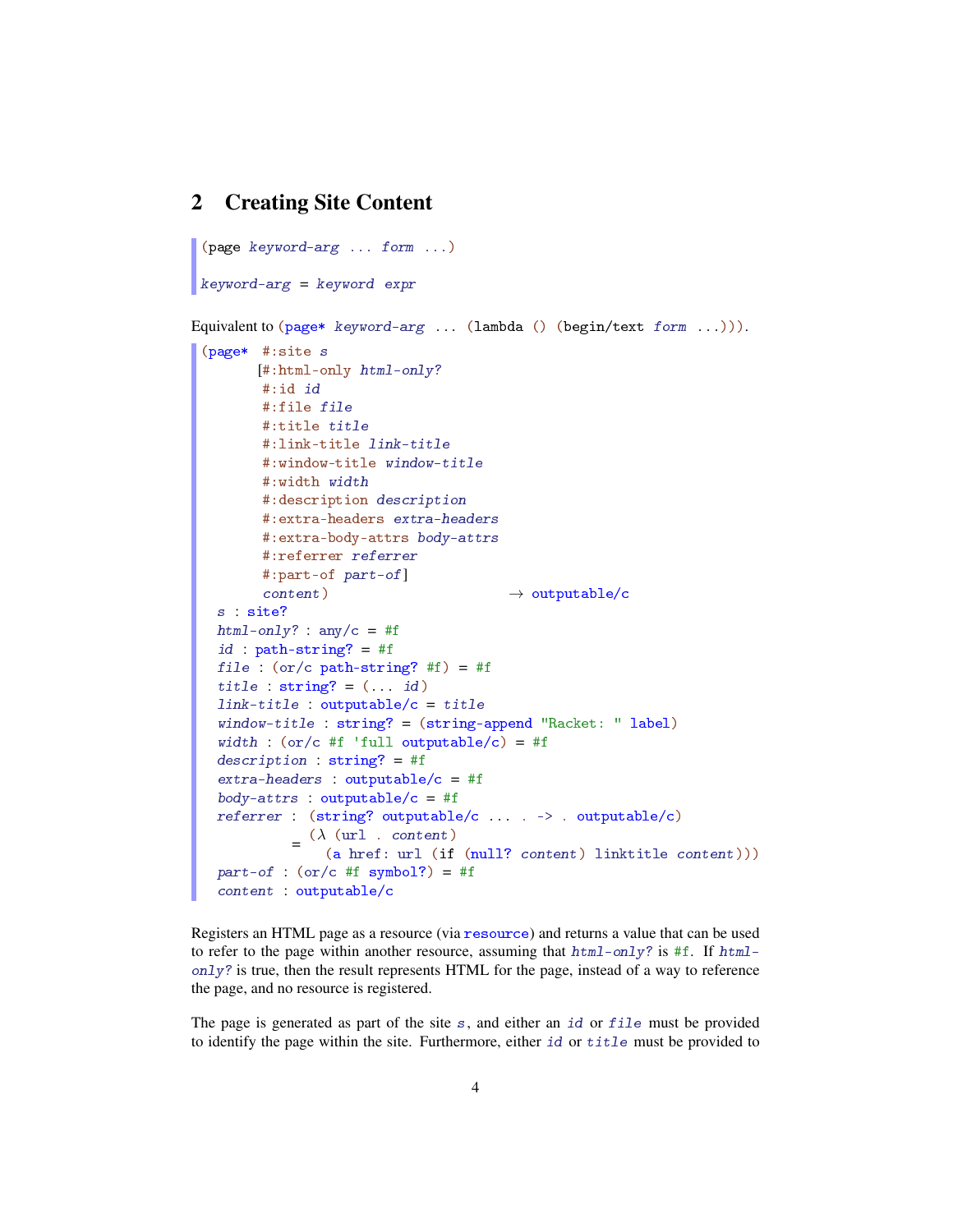## 2 Creating Site Content

```
(page keyword-arg ... form ...)

keyword-arg = keyword expr
```

Equivalent to `(page* keyword-arg ... (lambda () (begin/text form ...)))`.

```
(page*  #:site s
       [#:html-only html-only?
        #:id id
        #:file file
        #:title title
        #:link-title link-title
        #:window-title window-title
        #:width width
        #:description description
        #:extra-headers extra-headers
        #:extra-body-attrs body-attrs
        #:referrer referrer
        #:part-of part-of]
        content)                        → outputable/c
  s : site?
  html-only? : any/c = #f
  id : path-string? = #f
  file : (or/c path-string? #f) = #f
  title : string? = (... id)
  link-title : outputable/c = title
  window-title : string? = (string-append "Racket: " label)
  width : (or/c #f 'full outputable/c) = #f
  description : string? = #f
  extra-headers : outputable/c = #f
  body-attrs : outputable/c = #f
  referrer : (string? outputable/c ... . -> . outputable/c)
           = (λ (url . content)
               (a href: url (if (null? content) linktitle content)))
  part-of : (or/c #f symbol?) = #f
  content : outputable/c
```

Registers an HTML page as a resource (via `resource`) and returns a value that can be used to refer to the page within another resource, assuming that *html-only?* is `#f`. If *html-only?* is true, then the result represents HTML for the page, instead of a way to reference the page, and no resource is registered.

The page is generated as part of the site *s*, and either an *id* or *file* must be provided to identify the page within the site. Furthermore, either *id* or *title* must be provided to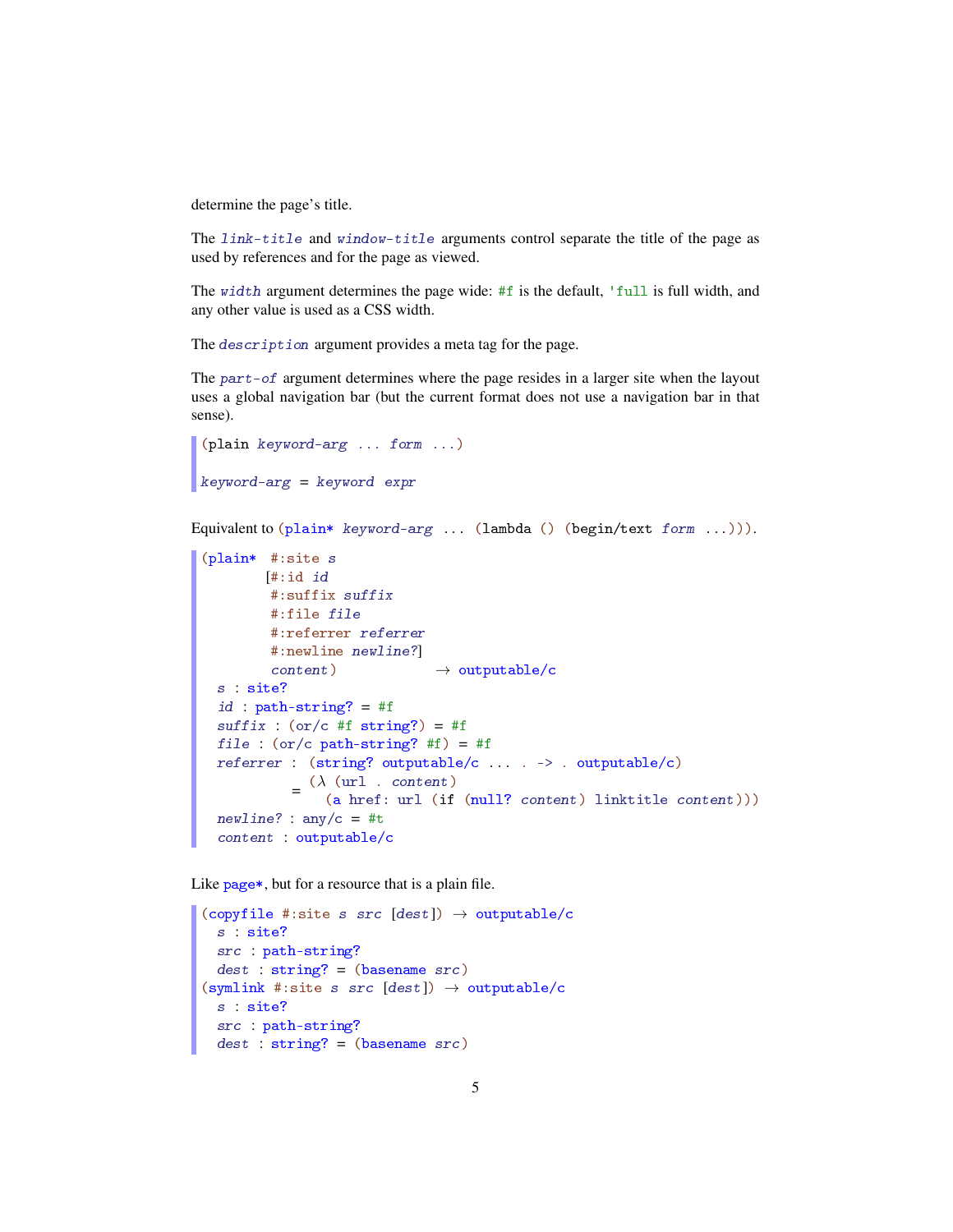determine the page's title.

The *link-title* and *window-title* arguments control separate the title of the page as used by references and for the page as viewed.

The *width* argument determines the page wide: `#f` is the default, `'full` is full width, and any other value is used as a CSS width.

The *description* argument provides a meta tag for the page.

The *part-of* argument determines where the page resides in a larger site when the layout uses a global navigation bar (but the current format does not use a navigation bar in that sense).

```
(plain keyword-arg ... form ...)

keyword-arg = keyword expr
```

Equivalent to `(plain* keyword-arg ... (lambda () (begin/text form ...)))`.

```
(plain*  #:site s
        [#:id id
         #:suffix suffix
         #:file file
         #:referrer referrer
         #:newline newline?]
         content)            → outputable/c
  s : site?
  id : path-string? = #f
  suffix : (or/c #f string?) = #f
  file : (or/c path-string? #f) = #f
  referrer : (string? outputable/c ... . -> . outputable/c)
           = (λ (url . content)
               (a href: url (if (null? content) linktitle content)))
  newline? : any/c = #t
  content : outputable/c
```

Like `page*`, but for a resource that is a plain file.

```
(copyfile #:site s src [dest]) → outputable/c
  s : site?
  src : path-string?
  dest : string? = (basename src)
(symlink #:site s src [dest]) → outputable/c
  s : site?
  src : path-string?
  dest : string? = (basename src)
```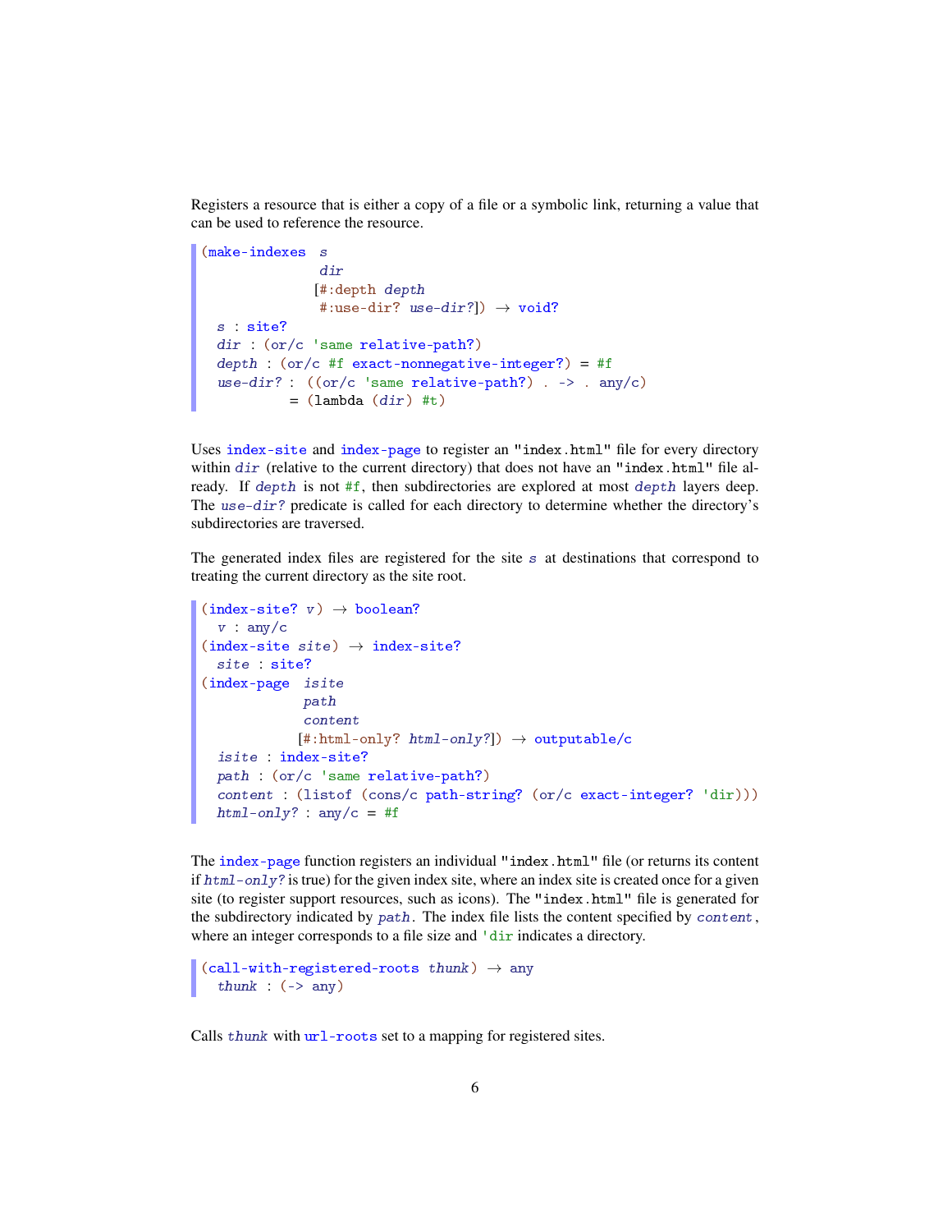Registers a resource that is either a copy of a file or a symbolic link, returning a value that can be used to reference the resource.

```
(make-indexes  s
               dir
              [#:depth depth
               #:use-dir? use-dir?]) → void?
  s : site?
  dir : (or/c 'same relative-path?)
  depth : (or/c #f exact-nonnegative-integer?) = #f
  use-dir? : ((or/c 'same relative-path?) . -> . any/c)
           = (lambda (dir) #t)
```

Uses `index-site` and `index-page` to register an `"index.html"` file for every directory within *dir* (relative to the current directory) that does not have an `"index.html"` file already. If *depth* is not `#f`, then subdirectories are explored at most *depth* layers deep. The *use-dir?* predicate is called for each directory to determine whether the directory's subdirectories are traversed.

The generated index files are registered for the site *s* at destinations that correspond to treating the current directory as the site root.

```
(index-site? v) → boolean?
  v : any/c
(index-site site) → index-site?
  site : site?
(index-page  isite
             path
             content
            [#:html-only? html-only?]) → outputable/c
  isite : index-site?
  path : (or/c 'same relative-path?)
  content : (listof (cons/c path-string? (or/c exact-integer? 'dir)))
  html-only? : any/c = #f
```

The `index-page` function registers an individual `"index.html"` file (or returns its content if *html-only?* is true) for the given index site, where an index site is created once for a given site (to register support resources, such as icons). The `"index.html"` file is generated for the subdirectory indicated by *path*. The index file lists the content specified by *content*, where an integer corresponds to a file size and `'dir` indicates a directory.

```
(call-with-registered-roots thunk) → any
  thunk : (-> any)
```

Calls *thunk* with `url-roots` set to a mapping for registered sites.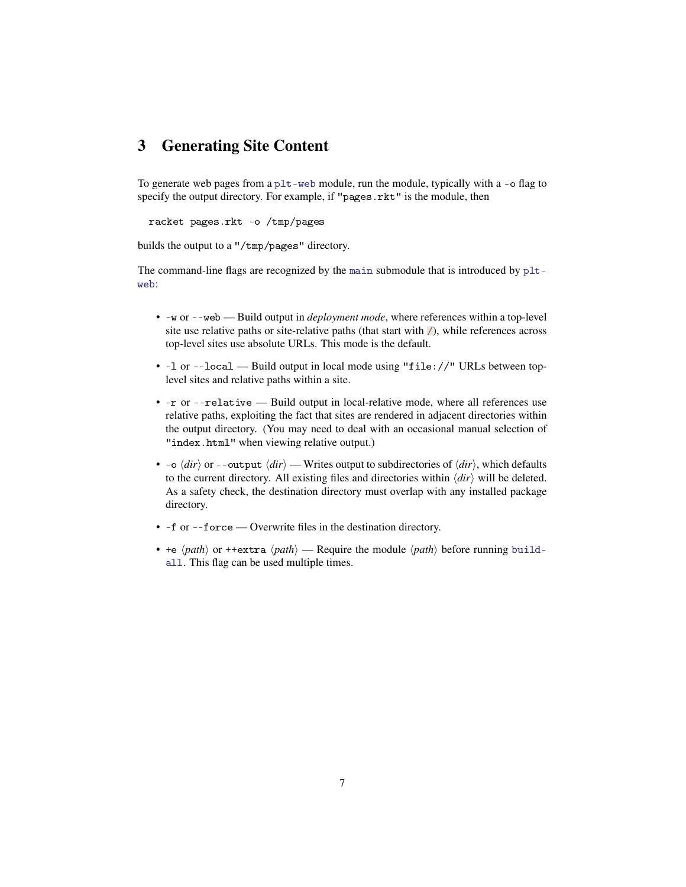# 3 Generating Site Content

To generate web pages from a `plt-web` module, run the module, typically with a `-o` flag to specify the output directory. For example, if `"pages.rkt"` is the module, then

```
racket pages.rkt -o /tmp/pages
```

builds the output to a `"/tmp/pages"` directory.

The command-line flags are recognized by the `main` submodule that is introduced by `plt-web`:

- `-w` or `--web` — Build output in *deployment mode*, where references within a top-level site use relative paths or site-relative paths (that start with `/`), while references across top-level sites use absolute URLs. This mode is the default.
- `-l` or `--local` — Build output in local mode using `"file://"` URLs between top-level sites and relative paths within a site.
- `-r` or `--relative` — Build output in local-relative mode, where all references use relative paths, exploiting the fact that sites are rendered in adjacent directories within the output directory. (You may need to deal with an occasional manual selection of `"index.html"` when viewing relative output.)
- `-o` ⟨*dir*⟩ or `--output` ⟨*dir*⟩ — Writes output to subdirectories of ⟨*dir*⟩, which defaults to the current directory. All existing files and directories within ⟨*dir*⟩ will be deleted. As a safety check, the destination directory must overlap with any installed package directory.
- `-f` or `--force` — Overwrite files in the destination directory.
- `+e` ⟨*path*⟩ or `++extra` ⟨*path*⟩ — Require the module ⟨*path*⟩ before running `build-all`. This flag can be used multiple times.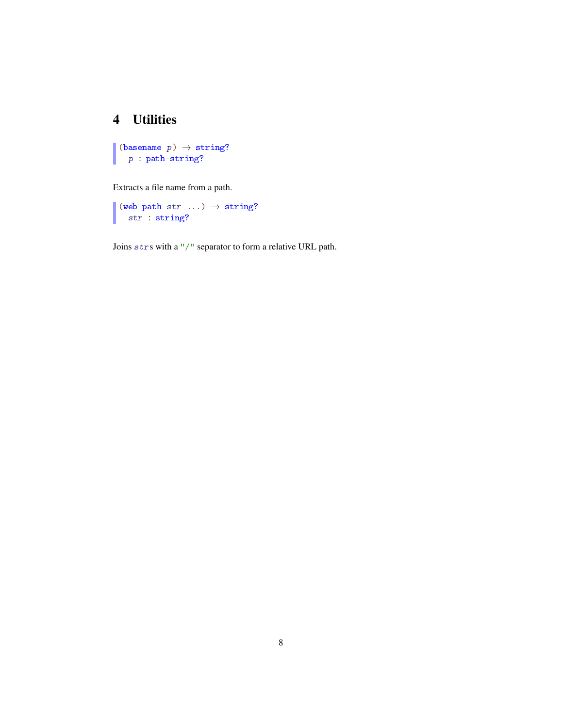# 4 Utilities

```
(basename p) → string?
  p : path-string?
```

Extracts a file name from a path.

```
(web-path str ...) → string?
  str : string?
```

Joins *str*s with a "/" separator to form a relative URL path.